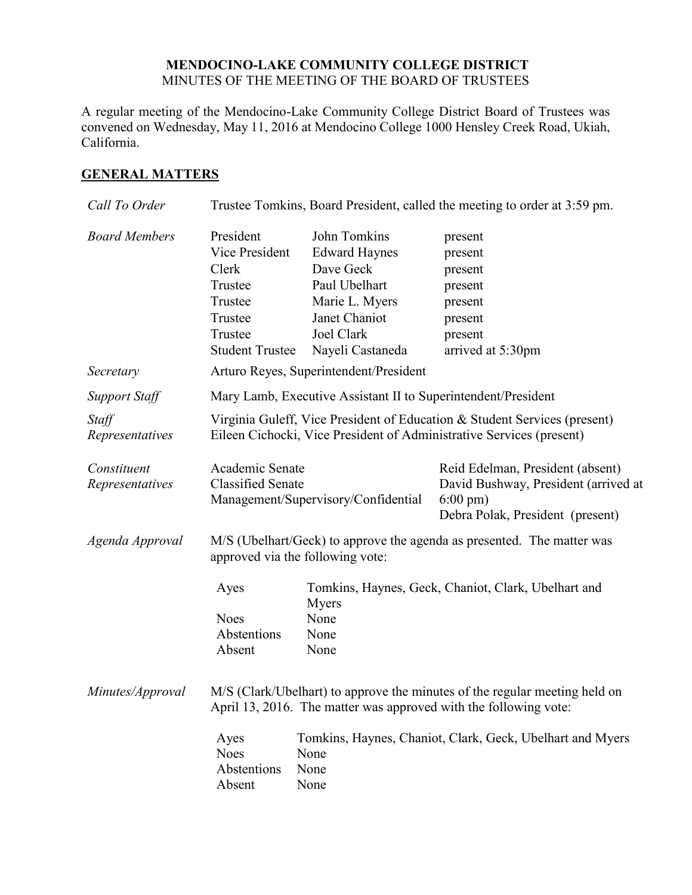**MENDOCINO-LAKE COMMUNITY COLLEGE DISTRICT**
MINUTES OF THE MEETING OF THE BOARD OF TRUSTEES

A regular meeting of the Mendocino-Lake Community College District Board of Trustees was convened on Wednesday, May 11, 2016 at Mendocino College 1000 Hensley Creek Road, Ukiah, California.

## GENERAL MATTERS

*Call To Order*

Trustee Tomkins, Board President, called the meeting to order at 3:59 pm.

*Board Members*

| | | |
|---|---|---|
| President | John Tomkins | present |
| Vice President | Edward Haynes | present |
| Clerk | Dave Geck | present |
| Trustee | Paul Ubelhart | present |
| Trustee | Marie L. Myers | present |
| Trustee | Janet Chaniot | present |
| Trustee | Joel Clark | present |
| Student Trustee | Nayeli Castaneda | arrived at 5:30pm |

*Secretary*

Arturo Reyes, Superintendent/President

*Support Staff*

Mary Lamb, Executive Assistant II to Superintendent/President

*Staff Representatives*

Virginia Guleff, Vice President of Education & Student Services (present)
Eileen Cichocki, Vice President of Administrative Services (present)

*Constituent Representatives*

| | |
|---|---|
| Academic Senate | Reid Edelman, President (absent) |
| Classified Senate | David Bushway, President (arrived at 6:00 pm) |
| Management/Supervisory/Confidential | Debra Polak, President (present) |

*Agenda Approval*

M/S (Ubelhart/Geck) to approve the agenda as presented. The matter was approved via the following vote:

| | |
|---|---|
| Ayes | Tomkins, Haynes, Geck, Chaniot, Clark, Ubelhart and Myers |
| Noes | None |
| Abstentions | None |
| Absent | None |

*Minutes/Approval*

M/S (Clark/Ubelhart) to approve the minutes of the regular meeting held on April 13, 2016. The matter was approved with the following vote:

| | |
|---|---|
| Ayes | Tomkins, Haynes, Chaniot, Clark, Geck, Ubelhart and Myers |
| Noes | None |
| Abstentions | None |
| Absent | None |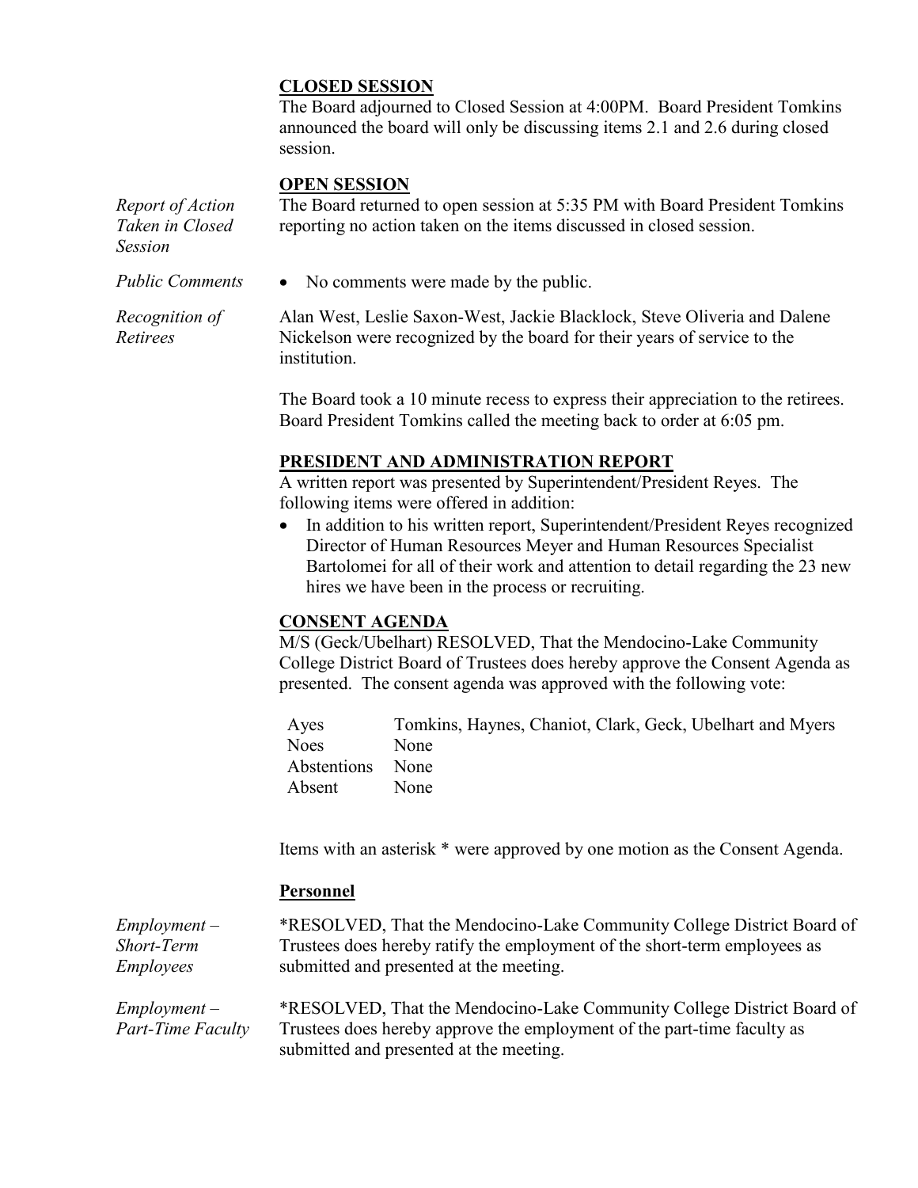## CLOSED SESSION

The Board adjourned to Closed Session at 4:00PM. Board President Tomkins announced the board will only be discussing items 2.1 and 2.6 during closed session.

## OPEN SESSION

*Report of Action Taken in Closed Session*

The Board returned to open session at 5:35 PM with Board President Tomkins reporting no action taken on the items discussed in closed session.

*Public Comments*

- No comments were made by the public.

*Recognition of Retirees*

Alan West, Leslie Saxon-West, Jackie Blacklock, Steve Oliveria and Dalene Nickelson were recognized by the board for their years of service to the institution.

The Board took a 10 minute recess to express their appreciation to the retirees. Board President Tomkins called the meeting back to order at 6:05 pm.

## PRESIDENT AND ADMINISTRATION REPORT

A written report was presented by Superintendent/President Reyes. The following items were offered in addition:

- In addition to his written report, Superintendent/President Reyes recognized Director of Human Resources Meyer and Human Resources Specialist Bartolomei for all of their work and attention to detail regarding the 23 new hires we have been in the process or recruiting.

## CONSENT AGENDA

M/S (Geck/Ubelhart) RESOLVED, That the Mendocino-Lake Community College District Board of Trustees does hereby approve the Consent Agenda as presented. The consent agenda was approved with the following vote:

| | |
|---|---|
| Ayes | Tomkins, Haynes, Chaniot, Clark, Geck, Ubelhart and Myers |
| Noes | None |
| Abstentions | None |
| Absent | None |

Items with an asterisk * were approved by one motion as the Consent Agenda.

### Personnel

*Employment – Short-Term Employees*

*RESOLVED, That the Mendocino-Lake Community College District Board of Trustees does hereby ratify the employment of the short-term employees as submitted and presented at the meeting.

*Employment – Part-Time Faculty*

*RESOLVED, That the Mendocino-Lake Community College District Board of Trustees does hereby approve the employment of the part-time faculty as submitted and presented at the meeting.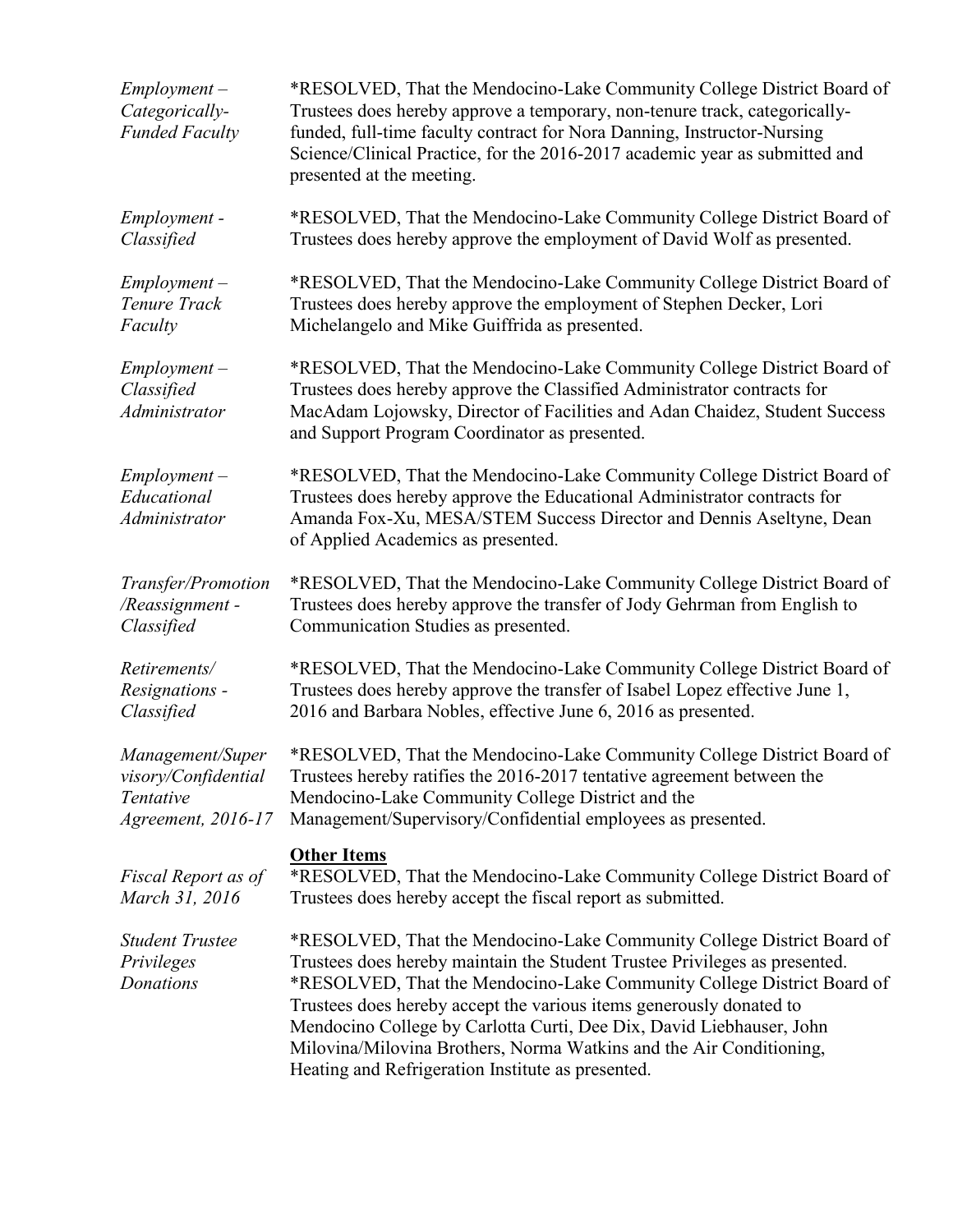*Employment – Categorically-Funded Faculty*

*RESOLVED, That the Mendocino-Lake Community College District Board of Trustees does hereby approve a temporary, non-tenure track, categorically-funded, full-time faculty contract for Nora Danning, Instructor-Nursing Science/Clinical Practice, for the 2016-2017 academic year as submitted and presented at the meeting.

*Employment - Classified*

*RESOLVED, That the Mendocino-Lake Community College District Board of Trustees does hereby approve the employment of David Wolf as presented.

*Employment – Tenure Track Faculty*

*RESOLVED, That the Mendocino-Lake Community College District Board of Trustees does hereby approve the employment of Stephen Decker, Lori Michelangelo and Mike Guiffrida as presented.

*Employment – Classified Administrator*

*RESOLVED, That the Mendocino-Lake Community College District Board of Trustees does hereby approve the Classified Administrator contracts for MacAdam Lojowsky, Director of Facilities and Adan Chaidez, Student Success and Support Program Coordinator as presented.

*Employment – Educational Administrator*

*RESOLVED, That the Mendocino-Lake Community College District Board of Trustees does hereby approve the Educational Administrator contracts for Amanda Fox-Xu, MESA/STEM Success Director and Dennis Aseltyne, Dean of Applied Academics as presented.

*Transfer/Promotion/Reassignment - Classified*

*RESOLVED, That the Mendocino-Lake Community College District Board of Trustees does hereby approve the transfer of Jody Gehrman from English to Communication Studies as presented.

*Retirements/Resignations - Classified*

*RESOLVED, That the Mendocino-Lake Community College District Board of Trustees does hereby approve the transfer of Isabel Lopez effective June 1, 2016 and Barbara Nobles, effective June 6, 2016 as presented.

*Management/Supervisory/Confidential Tentative Agreement, 2016-17*

*RESOLVED, That the Mendocino-Lake Community College District Board of Trustees hereby ratifies the 2016-2017 tentative agreement between the Mendocino-Lake Community College District and the Management/Supervisory/Confidential employees as presented.

**Other Items**

*Fiscal Report as of March 31, 2016*

*RESOLVED, That the Mendocino-Lake Community College District Board of Trustees does hereby accept the fiscal report as submitted.

*Student Trustee Privileges*

*RESOLVED, That the Mendocino-Lake Community College District Board of Trustees does hereby maintain the Student Trustee Privileges as presented.

*Donations*

*RESOLVED, That the Mendocino-Lake Community College District Board of Trustees does hereby accept the various items generously donated to Mendocino College by Carlotta Curti, Dee Dix, David Liebhauser, John Milovina/Milovina Brothers, Norma Watkins and the Air Conditioning, Heating and Refrigeration Institute as presented.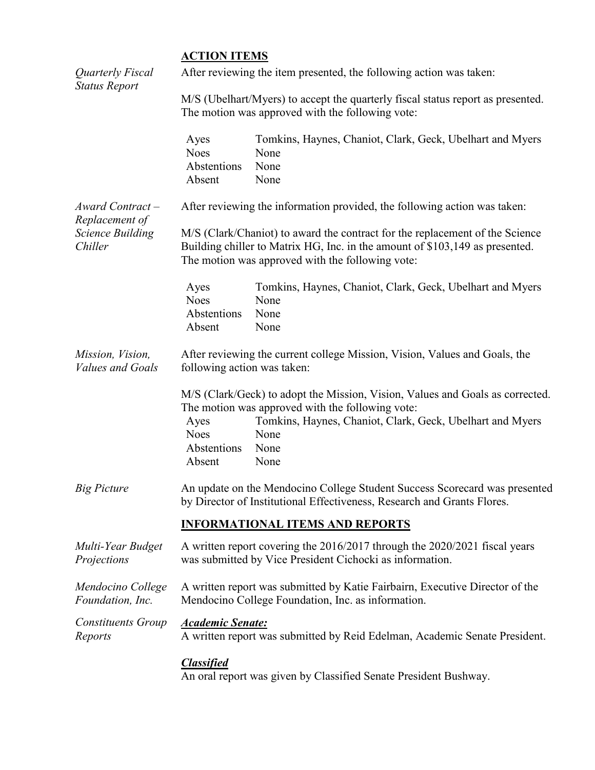## ACTION ITEMS

*Quarterly Fiscal Status Report*

After reviewing the item presented, the following action was taken:

M/S (Ubelhart/Myers) to accept the quarterly fiscal status report as presented. The motion was approved with the following vote:

| | |
|---|---|
| Ayes | Tomkins, Haynes, Chaniot, Clark, Geck, Ubelhart and Myers |
| Noes | None |
| Abstentions | None |
| Absent | None |

*Award Contract – Replacement of Science Building Chiller*

After reviewing the information provided, the following action was taken:

M/S (Clark/Chaniot) to award the contract for the replacement of the Science Building chiller to Matrix HG, Inc. in the amount of $103,149 as presented. The motion was approved with the following vote:

| | |
|---|---|
| Ayes | Tomkins, Haynes, Chaniot, Clark, Geck, Ubelhart and Myers |
| Noes | None |
| Abstentions | None |
| Absent | None |

*Mission, Vision, Values and Goals*

After reviewing the current college Mission, Vision, Values and Goals, the following action was taken:

M/S (Clark/Geck) to adopt the Mission, Vision, Values and Goals as corrected. The motion was approved with the following vote:

| | |
|---|---|
| Ayes | Tomkins, Haynes, Chaniot, Clark, Geck, Ubelhart and Myers |
| Noes | None |
| Abstentions | None |
| Absent | None |

*Big Picture*

An update on the Mendocino College Student Success Scorecard was presented by Director of Institutional Effectiveness, Research and Grants Flores.

## INFORMATIONAL ITEMS AND REPORTS

*Multi-Year Budget Projections*

A written report covering the 2016/2017 through the 2020/2021 fiscal years was submitted by Vice President Cichocki as information.

*Mendocino College Foundation, Inc.*

A written report was submitted by Katie Fairbairn, Executive Director of the Mendocino College Foundation, Inc. as information.

*Constituents Group Reports*

***Academic Senate:***

A written report was submitted by Reid Edelman, Academic Senate President.

***Classified***

An oral report was given by Classified Senate President Bushway.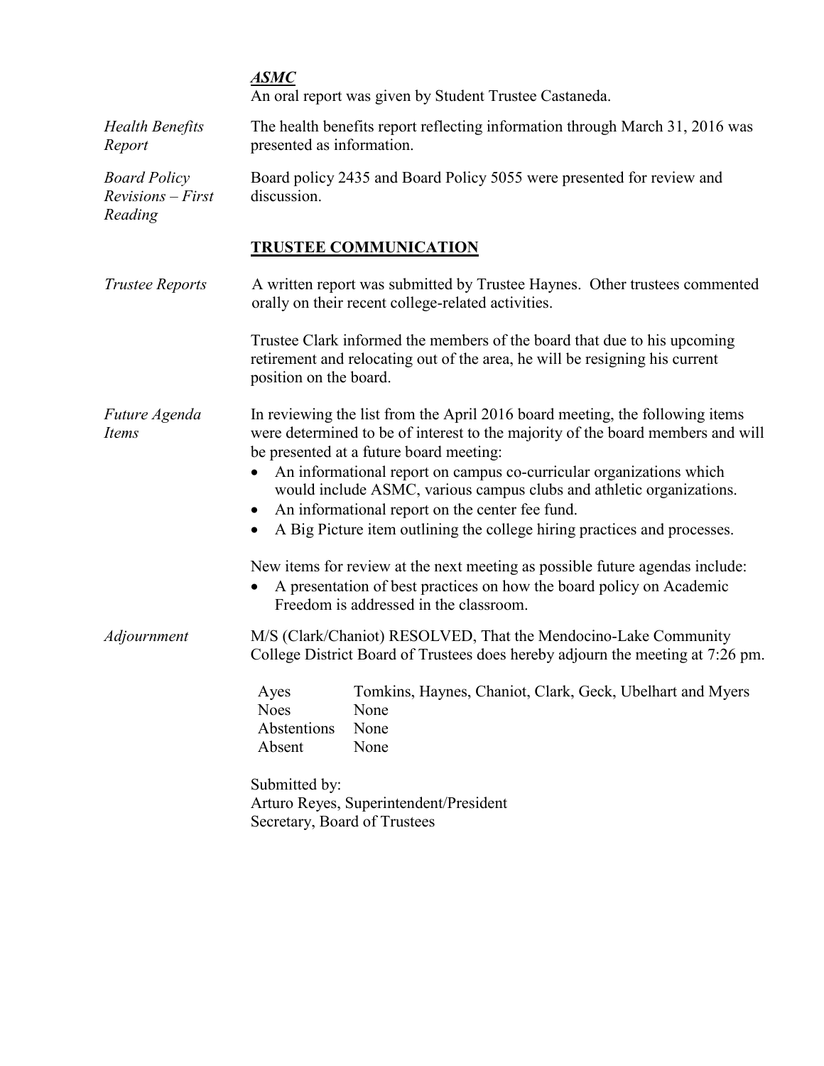***ASMC***

An oral report was given by Student Trustee Castaneda.

*Health Benefits Report*

The health benefits report reflecting information through March 31, 2016 was presented as information.

*Board Policy Revisions – First Reading*

Board policy 2435 and Board Policy 5055 were presented for review and discussion.

## TRUSTEE COMMUNICATION

*Trustee Reports*

A written report was submitted by Trustee Haynes. Other trustees commented orally on their recent college-related activities.

Trustee Clark informed the members of the board that due to his upcoming retirement and relocating out of the area, he will be resigning his current position on the board.

*Future Agenda Items*

In reviewing the list from the April 2016 board meeting, the following items were determined to be of interest to the majority of the board members and will be presented at a future board meeting:

- An informational report on campus co-curricular organizations which would include ASMC, various campus clubs and athletic organizations.
- An informational report on the center fee fund.
- A Big Picture item outlining the college hiring practices and processes.

New items for review at the next meeting as possible future agendas include:

- A presentation of best practices on how the board policy on Academic Freedom is addressed in the classroom.

*Adjournment*

M/S (Clark/Chaniot) RESOLVED, That the Mendocino-Lake Community College District Board of Trustees does hereby adjourn the meeting at 7:26 pm.

| | |
|---|---|
| Ayes | Tomkins, Haynes, Chaniot, Clark, Geck, Ubelhart and Myers |
| Noes | None |
| Abstentions | None |
| Absent | None |

Submitted by:
Arturo Reyes, Superintendent/President
Secretary, Board of Trustees